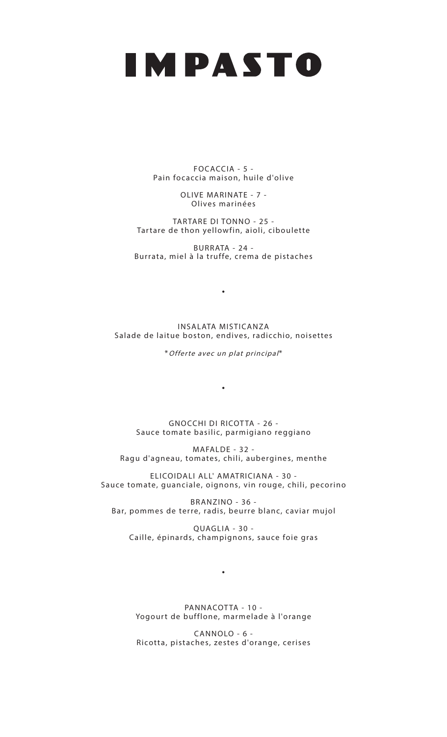# IMPASTO

FOCACCIA - 5 -
Pain focaccia maison, huile d'olive

OLIVE MARINATE - 7 -
Olives marinées

TARTARE DI TONNO - 25 -
Tartare de thon yellowfin, aioli, ciboulette

BURRATA - 24 -
Burrata, miel à la truffe, crema de pistaches

•

INSALATA MISTICANZA
Salade de laitue boston, endives, radicchio, noisettes

*\*Offerte avec un plat principal\**

•

GNOCCHI DI RICOTTA - 26 -
Sauce tomate basilic, parmigiano reggiano

MAFALDE - 32 -
Ragu d'agneau, tomates, chili, aubergines, menthe

ELICOIDALI ALL' AMATRICIANA - 30 -
Sauce tomate, guanciale, oignons, vin rouge, chili, pecorino

BRANZINO - 36 -
Bar, pommes de terre, radis, beurre blanc, caviar mujol

QUAGLIA - 30 -
Caille, épinards, champignons, sauce foie gras

•

PANNACOTTA - 10 -
Yogourt de bufflone, marmelade à l'orange

CANNOLO - 6 -
Ricotta, pistaches, zestes d'orange, cerises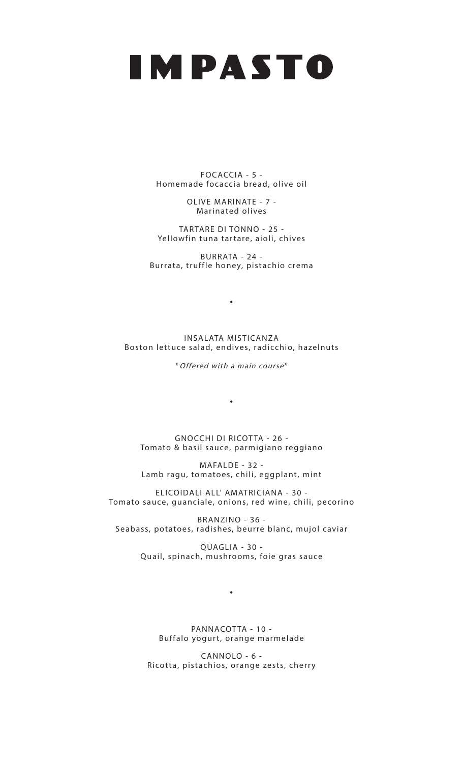# IMPASTO

FOCACCIA - 5 -
Homemade focaccia bread, olive oil

OLIVE MARINATE - 7 -
Marinated olives

TARTARE DI TONNO - 25 -
Yellowfin tuna tartare, aioli, chives

BURRATA - 24 -
Burrata, truffle honey, pistachio crema

•

INSALATA MISTICANZA
Boston lettuce salad, endives, radicchio, hazelnuts

**Offered with a main course**

•

GNOCCHI DI RICOTTA - 26 -
Tomato & basil sauce, parmigiano reggiano

MAFALDE - 32 -
Lamb ragu, tomatoes, chili, eggplant, mint

ELICOIDALI ALL' AMATRICIANA - 30 -
Tomato sauce, guanciale, onions, red wine, chili, pecorino

BRANZINO - 36 -
Seabass, potatoes, radishes, beurre blanc, mujol caviar

QUAGLIA - 30 -
Quail, spinach, mushrooms, foie gras sauce

•

PANNACOTTA - 10 -
Buffalo yogurt, orange marmelade

CANNOLO - 6 -
Ricotta, pistachios, orange zests, cherry